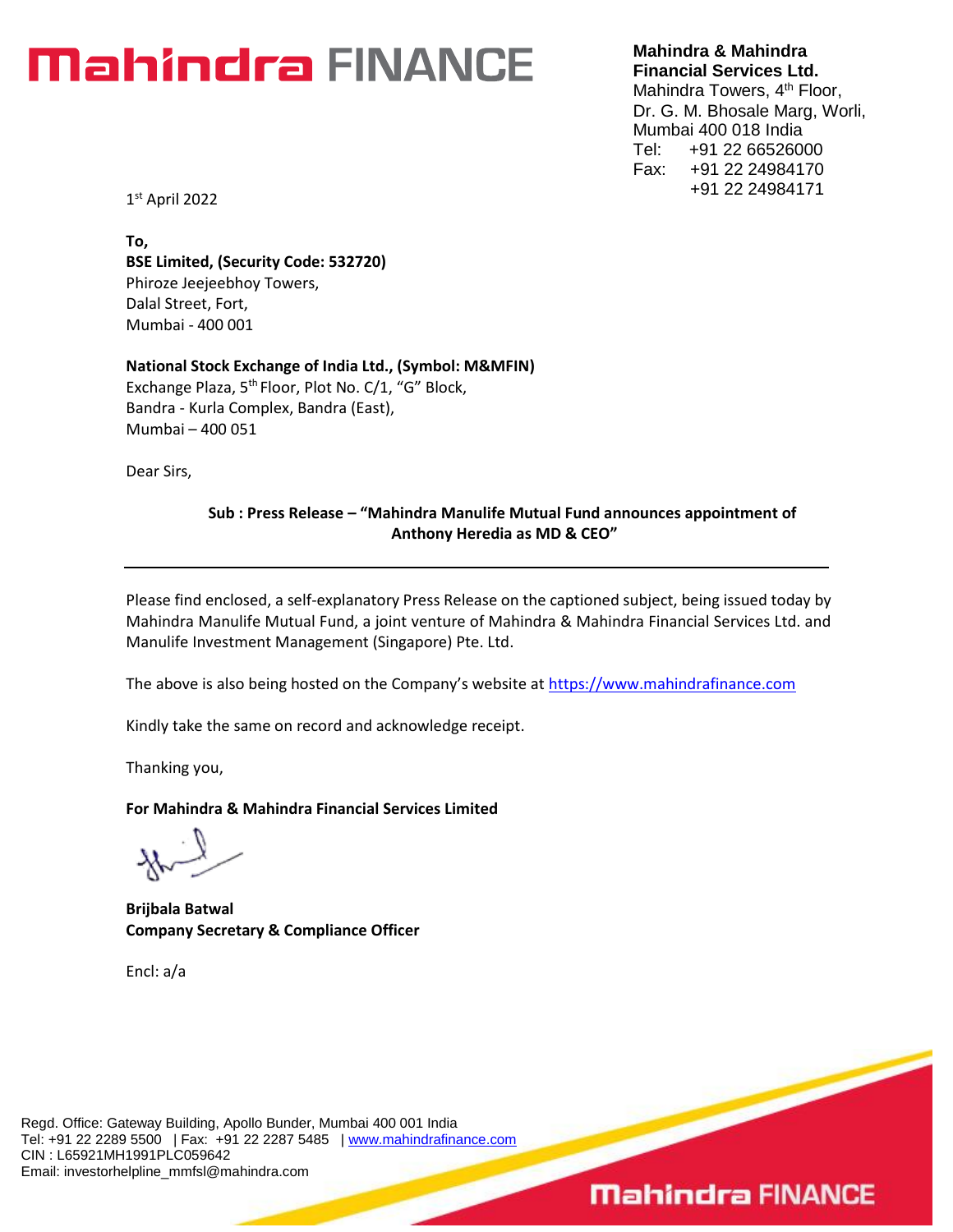**Mahindra & Mahindra Financial Services Ltd.**
Mahindra Towers, 4th Floor,
Dr. G. M. Bhosale Marg, Worli,
Mumbai 400 018 India
Tel: +91 22 66526000
Fax: +91 22 24984170
+91 22 24984171

1st April 2022

**To,**
**BSE Limited, (Security Code: 532720)**
Phiroze Jeejeebhoy Towers,
Dalal Street, Fort,
Mumbai - 400 001

**National Stock Exchange of India Ltd., (Symbol: M&MFIN)**
Exchange Plaza, 5th Floor, Plot No. C/1, "G" Block,
Bandra - Kurla Complex, Bandra (East),
Mumbai – 400 051

Dear Sirs,

**Sub : Press Release – "Mahindra Manulife Mutual Fund announces appointment of Anthony Heredia as MD & CEO"**

---

Please find enclosed, a self-explanatory Press Release on the captioned subject, being issued today by Mahindra Manulife Mutual Fund, a joint venture of Mahindra & Mahindra Financial Services Ltd. and Manulife Investment Management (Singapore) Pte. Ltd.

The above is also being hosted on the Company's website at https://www.mahindrafinance.com

Kindly take the same on record and acknowledge receipt.

Thanking you,

**For Mahindra & Mahindra Financial Services Limited**

**Brijbala Batwal**
**Company Secretary & Compliance Officer**

Encl: a/a

Regd. Office: Gateway Building, Apollo Bunder, Mumbai 400 001 India
Tel: +91 22 2289 5500 | Fax: +91 22 2287 5485 | www.mahindrafinance.com
CIN : L65921MH1991PLC059642
Email: investorhelpline_mmfsl@mahindra.com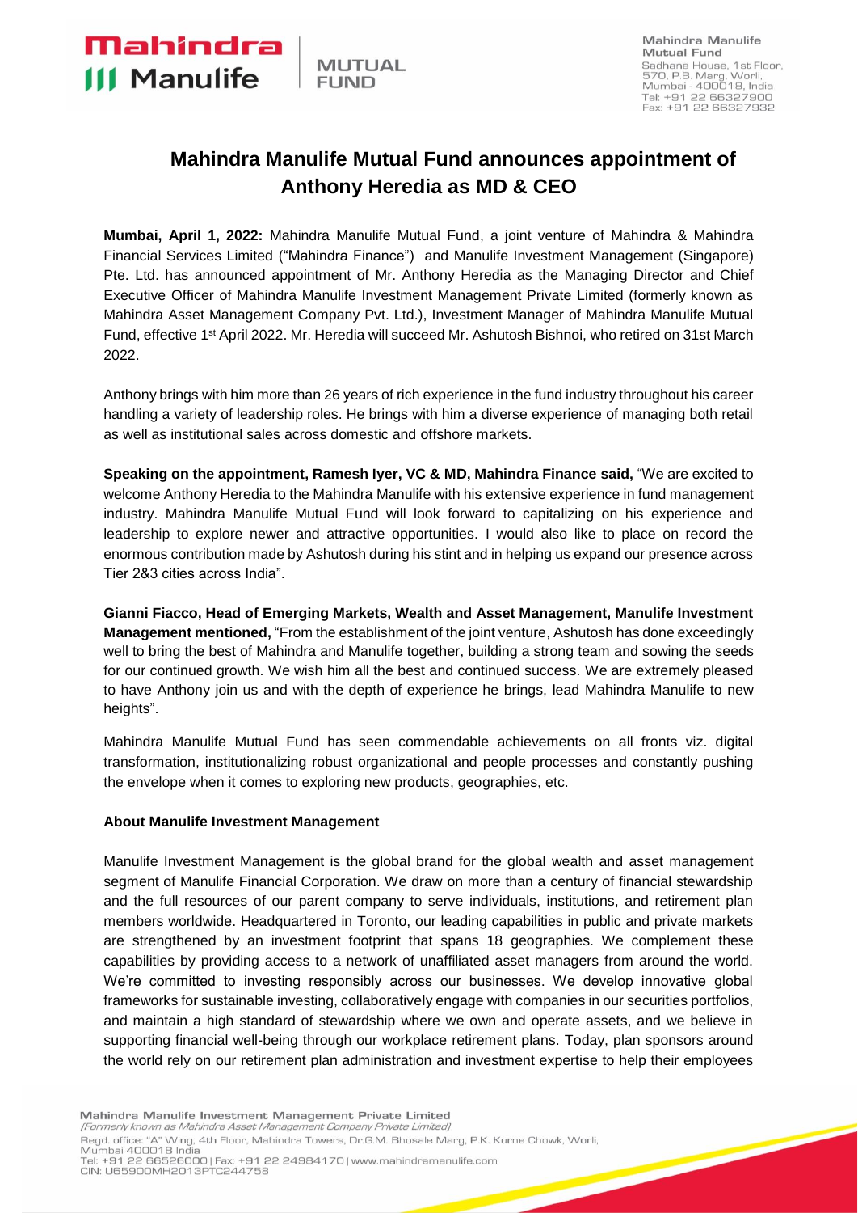# Mahindra Manulife Mutual Fund announces appointment of Anthony Heredia as MD & CEO

**Mumbai, April 1, 2022:** Mahindra Manulife Mutual Fund, a joint venture of Mahindra & Mahindra Financial Services Limited ("Mahindra Finance") and Manulife Investment Management (Singapore) Pte. Ltd. has announced appointment of Mr. Anthony Heredia as the Managing Director and Chief Executive Officer of Mahindra Manulife Investment Management Private Limited (formerly known as Mahindra Asset Management Company Pvt. Ltd.), Investment Manager of Mahindra Manulife Mutual Fund, effective 1st April 2022. Mr. Heredia will succeed Mr. Ashutosh Bishnoi, who retired on 31st March 2022.

Anthony brings with him more than 26 years of rich experience in the fund industry throughout his career handling a variety of leadership roles. He brings with him a diverse experience of managing both retail as well as institutional sales across domestic and offshore markets.

**Speaking on the appointment, Ramesh Iyer, VC & MD, Mahindra Finance said,** "We are excited to welcome Anthony Heredia to the Mahindra Manulife with his extensive experience in fund management industry. Mahindra Manulife Mutual Fund will look forward to capitalizing on his experience and leadership to explore newer and attractive opportunities. I would also like to place on record the enormous contribution made by Ashutosh during his stint and in helping us expand our presence across Tier 2&3 cities across India".

**Gianni Fiacco, Head of Emerging Markets, Wealth and Asset Management, Manulife Investment Management mentioned,** "From the establishment of the joint venture, Ashutosh has done exceedingly well to bring the best of Mahindra and Manulife together, building a strong team and sowing the seeds for our continued growth. We wish him all the best and continued success. We are extremely pleased to have Anthony join us and with the depth of experience he brings, lead Mahindra Manulife to new heights".

Mahindra Manulife Mutual Fund has seen commendable achievements on all fronts viz. digital transformation, institutionalizing robust organizational and people processes and constantly pushing the envelope when it comes to exploring new products, geographies, etc.

**About Manulife Investment Management**

Manulife Investment Management is the global brand for the global wealth and asset management segment of Manulife Financial Corporation. We draw on more than a century of financial stewardship and the full resources of our parent company to serve individuals, institutions, and retirement plan members worldwide. Headquartered in Toronto, our leading capabilities in public and private markets are strengthened by an investment footprint that spans 18 geographies. We complement these capabilities by providing access to a network of unaffiliated asset managers from around the world. We're committed to investing responsibly across our businesses. We develop innovative global frameworks for sustainable investing, collaboratively engage with companies in our securities portfolios, and maintain a high standard of stewardship where we own and operate assets, and we believe in supporting financial well-being through our workplace retirement plans. Today, plan sponsors around the world rely on our retirement plan administration and investment expertise to help their employees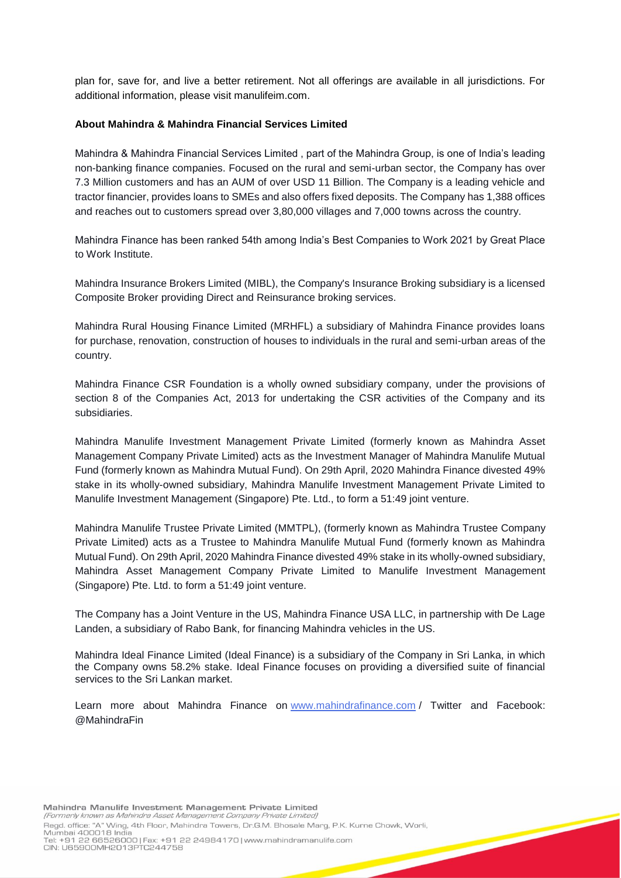plan for, save for, and live a better retirement. Not all offerings are available in all jurisdictions. For additional information, please visit manulifeim.com.

**About Mahindra & Mahindra Financial Services Limited**

Mahindra & Mahindra Financial Services Limited , part of the Mahindra Group, is one of India's leading non-banking finance companies. Focused on the rural and semi-urban sector, the Company has over 7.3 Million customers and has an AUM of over USD 11 Billion. The Company is a leading vehicle and tractor financier, provides loans to SMEs and also offers fixed deposits. The Company has 1,388 offices and reaches out to customers spread over 3,80,000 villages and 7,000 towns across the country.

Mahindra Finance has been ranked 54th among India's Best Companies to Work 2021 by Great Place to Work Institute.

Mahindra Insurance Brokers Limited (MIBL), the Company's Insurance Broking subsidiary is a licensed Composite Broker providing Direct and Reinsurance broking services.

Mahindra Rural Housing Finance Limited (MRHFL) a subsidiary of Mahindra Finance provides loans for purchase, renovation, construction of houses to individuals in the rural and semi-urban areas of the country.

Mahindra Finance CSR Foundation is a wholly owned subsidiary company, under the provisions of section 8 of the Companies Act, 2013 for undertaking the CSR activities of the Company and its subsidiaries.

Mahindra Manulife Investment Management Private Limited (formerly known as Mahindra Asset Management Company Private Limited) acts as the Investment Manager of Mahindra Manulife Mutual Fund (formerly known as Mahindra Mutual Fund). On 29th April, 2020 Mahindra Finance divested 49% stake in its wholly-owned subsidiary, Mahindra Manulife Investment Management Private Limited to Manulife Investment Management (Singapore) Pte. Ltd., to form a 51:49 joint venture.

Mahindra Manulife Trustee Private Limited (MMTPL), (formerly known as Mahindra Trustee Company Private Limited) acts as a Trustee to Mahindra Manulife Mutual Fund (formerly known as Mahindra Mutual Fund). On 29th April, 2020 Mahindra Finance divested 49% stake in its wholly-owned subsidiary, Mahindra Asset Management Company Private Limited to Manulife Investment Management (Singapore) Pte. Ltd. to form a 51:49 joint venture.

The Company has a Joint Venture in the US, Mahindra Finance USA LLC, in partnership with De Lage Landen, a subsidiary of Rabo Bank, for financing Mahindra vehicles in the US.

Mahindra Ideal Finance Limited (Ideal Finance) is a subsidiary of the Company in Sri Lanka, in which the Company owns 58.2% stake. Ideal Finance focuses on providing a diversified suite of financial services to the Sri Lankan market.

Learn more about Mahindra Finance on www.mahindrafinance.com / Twitter and Facebook: @MahindraFin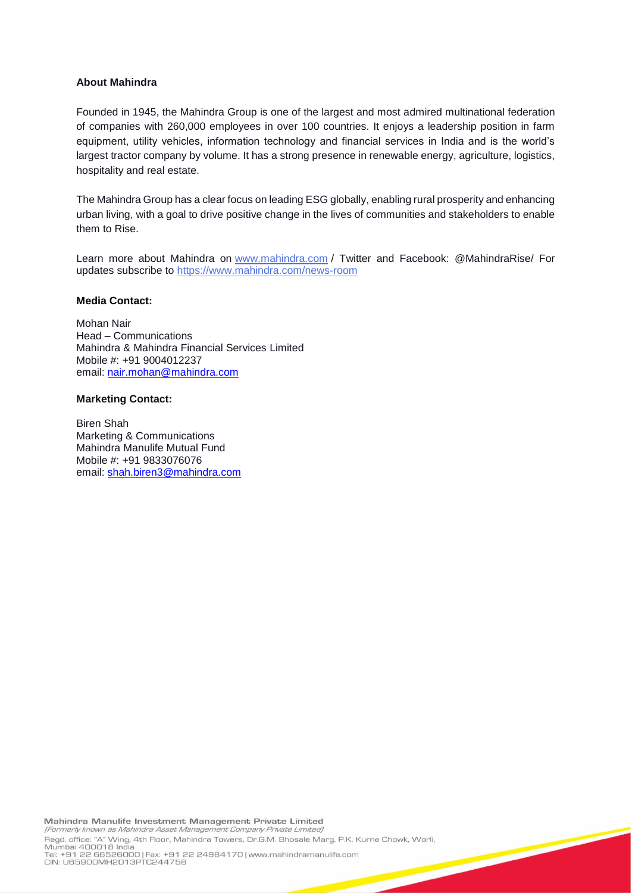**About Mahindra**

Founded in 1945, the Mahindra Group is one of the largest and most admired multinational federation of companies with 260,000 employees in over 100 countries. It enjoys a leadership position in farm equipment, utility vehicles, information technology and financial services in India and is the world's largest tractor company by volume. It has a strong presence in renewable energy, agriculture, logistics, hospitality and real estate.

The Mahindra Group has a clear focus on leading ESG globally, enabling rural prosperity and enhancing urban living, with a goal to drive positive change in the lives of communities and stakeholders to enable them to Rise.

Learn more about Mahindra on www.mahindra.com / Twitter and Facebook: @MahindraRise/ For updates subscribe to https://www.mahindra.com/news-room

**Media Contact:**

Mohan Nair
Head – Communications
Mahindra & Mahindra Financial Services Limited
Mobile #: +91 9004012237
email: nair.mohan@mahindra.com

**Marketing Contact:**

Biren Shah
Marketing & Communications
Mahindra Manulife Mutual Fund
Mobile #: +91 9833076076
email: shah.biren3@mahindra.com

Mahindra Manulife Investment Management Private Limited
*(Formerly known as Mahindra Asset Management Company Private Limited)*
Regd. office: "A" Wing, 4th Floor, Mahindra Towers, Dr.G.M. Bhosale Marg, P.K. Kurne Chowk, Worli, Mumbai 400018 India
Tel: +91 22 66526000 | Fax: +91 22 24984170 | www.mahindramanulife.com
CIN: U65900MH2013PTC244758